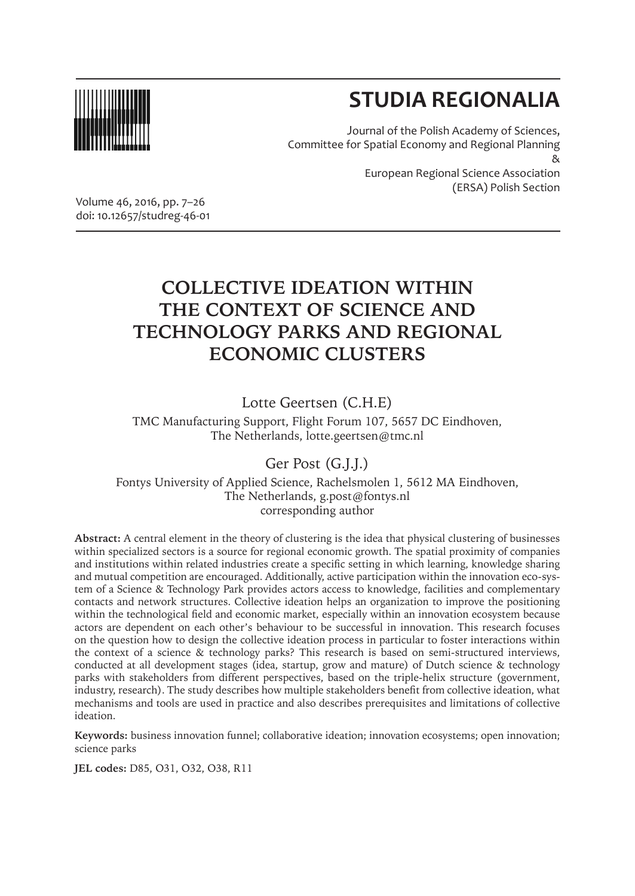# STUDIA REGIONALIA

Journal of the Polish Academy of Sciences,
Committee for Spatial Economy and Regional Planning
&
European Regional Science Association
(ERSA) Polish Section

Volume 46, 2016, pp. 7–26
doi: 10.12657/studreg-46-01

# COLLECTIVE IDEATION WITHIN THE CONTEXT OF SCIENCE AND TECHNOLOGY PARKS AND REGIONAL ECONOMIC CLUSTERS

Lotte Geertsen (C.H.E)

TMC Manufacturing Support, Flight Forum 107, 5657 DC Eindhoven, The Netherlands, lotte.geertsen@tmc.nl

Ger Post (G.J.J.)

Fontys University of Applied Science, Rachelsmolen 1, 5612 MA Eindhoven, The Netherlands, g.post@fontys.nl
corresponding author

**Abstract:** A central element in the theory of clustering is the idea that physical clustering of businesses within specialized sectors is a source for regional economic growth. The spatial proximity of companies and institutions within related industries create a specific setting in which learning, knowledge sharing and mutual competition are encouraged. Additionally, active participation within the innovation eco-system of a Science & Technology Park provides actors access to knowledge, facilities and complementary contacts and network structures. Collective ideation helps an organization to improve the positioning within the technological field and economic market, especially within an innovation ecosystem because actors are dependent on each other's behaviour to be successful in innovation. This research focuses on the question how to design the collective ideation process in particular to foster interactions within the context of a science & technology parks? This research is based on semi-structured interviews, conducted at all development stages (idea, startup, grow and mature) of Dutch science & technology parks with stakeholders from different perspectives, based on the triple-helix structure (government, industry, research). The study describes how multiple stakeholders benefit from collective ideation, what mechanisms and tools are used in practice and also describes prerequisites and limitations of collective ideation.

**Keywords:** business innovation funnel; collaborative ideation; innovation ecosystems; open innovation; science parks

**JEL codes:** D85, O31, O32, O38, R11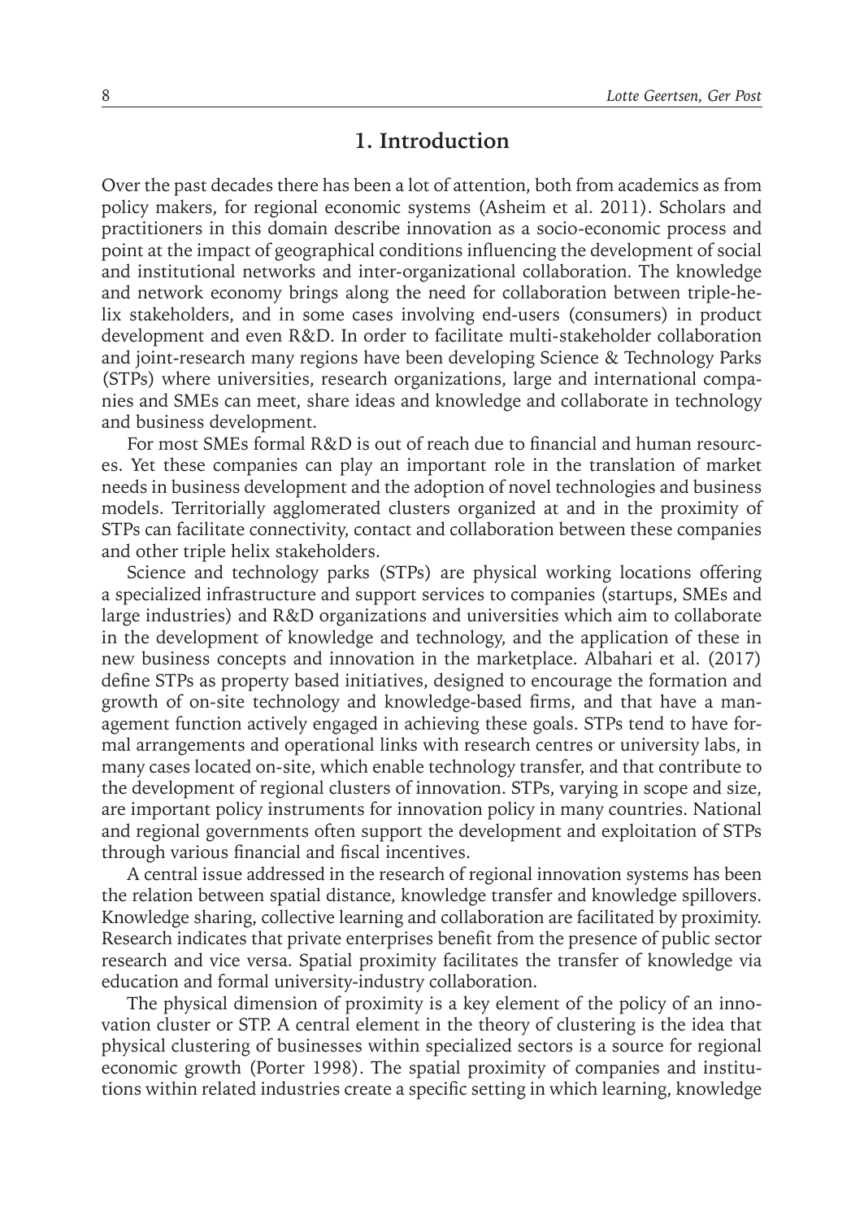## 1. Introduction

Over the past decades there has been a lot of attention, both from academics as from policy makers, for regional economic systems (Asheim et al. 2011). Scholars and practitioners in this domain describe innovation as a socio-economic process and point at the impact of geographical conditions influencing the development of social and institutional networks and inter-organizational collaboration. The knowledge and network economy brings along the need for collaboration between triple-helix stakeholders, and in some cases involving end-users (consumers) in product development and even R&D. In order to facilitate multi-stakeholder collaboration and joint-research many regions have been developing Science & Technology Parks (STPs) where universities, research organizations, large and international companies and SMEs can meet, share ideas and knowledge and collaborate in technology and business development.

For most SMEs formal R&D is out of reach due to financial and human resources. Yet these companies can play an important role in the translation of market needs in business development and the adoption of novel technologies and business models. Territorially agglomerated clusters organized at and in the proximity of STPs can facilitate connectivity, contact and collaboration between these companies and other triple helix stakeholders.

Science and technology parks (STPs) are physical working locations offering a specialized infrastructure and support services to companies (startups, SMEs and large industries) and R&D organizations and universities which aim to collaborate in the development of knowledge and technology, and the application of these in new business concepts and innovation in the marketplace. Albahari et al. (2017) define STPs as property based initiatives, designed to encourage the formation and growth of on-site technology and knowledge-based firms, and that have a management function actively engaged in achieving these goals. STPs tend to have formal arrangements and operational links with research centres or university labs, in many cases located on-site, which enable technology transfer, and that contribute to the development of regional clusters of innovation. STPs, varying in scope and size, are important policy instruments for innovation policy in many countries. National and regional governments often support the development and exploitation of STPs through various financial and fiscal incentives.

A central issue addressed in the research of regional innovation systems has been the relation between spatial distance, knowledge transfer and knowledge spillovers. Knowledge sharing, collective learning and collaboration are facilitated by proximity. Research indicates that private enterprises benefit from the presence of public sector research and vice versa. Spatial proximity facilitates the transfer of knowledge via education and formal university-industry collaboration.

The physical dimension of proximity is a key element of the policy of an innovation cluster or STP. A central element in the theory of clustering is the idea that physical clustering of businesses within specialized sectors is a source for regional economic growth (Porter 1998). The spatial proximity of companies and institutions within related industries create a specific setting in which learning, knowledge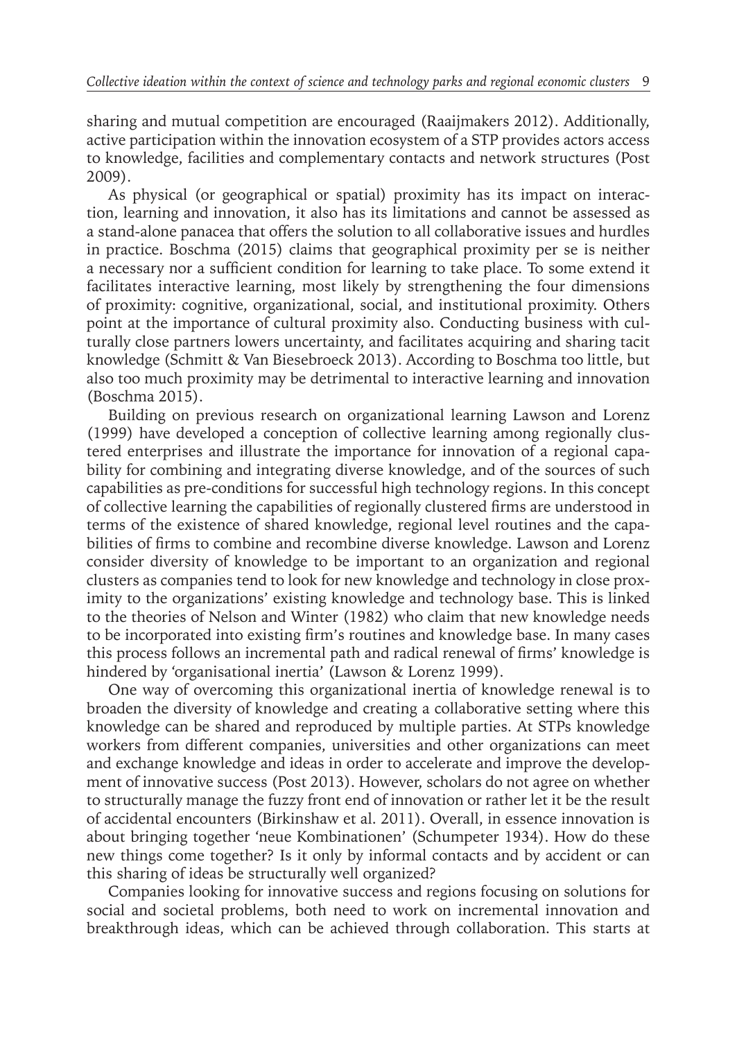sharing and mutual competition are encouraged (Raaijmakers 2012). Additionally, active participation within the innovation ecosystem of a STP provides actors access to knowledge, facilities and complementary contacts and network structures (Post 2009).

As physical (or geographical or spatial) proximity has its impact on interaction, learning and innovation, it also has its limitations and cannot be assessed as a stand-alone panacea that offers the solution to all collaborative issues and hurdles in practice. Boschma (2015) claims that geographical proximity per se is neither a necessary nor a sufficient condition for learning to take place. To some extend it facilitates interactive learning, most likely by strengthening the four dimensions of proximity: cognitive, organizational, social, and institutional proximity. Others point at the importance of cultural proximity also. Conducting business with culturally close partners lowers uncertainty, and facilitates acquiring and sharing tacit knowledge (Schmitt & Van Biesebroeck 2013). According to Boschma too little, but also too much proximity may be detrimental to interactive learning and innovation (Boschma 2015).

Building on previous research on organizational learning Lawson and Lorenz (1999) have developed a conception of collective learning among regionally clustered enterprises and illustrate the importance for innovation of a regional capability for combining and integrating diverse knowledge, and of the sources of such capabilities as pre-conditions for successful high technology regions. In this concept of collective learning the capabilities of regionally clustered firms are understood in terms of the existence of shared knowledge, regional level routines and the capabilities of firms to combine and recombine diverse knowledge. Lawson and Lorenz consider diversity of knowledge to be important to an organization and regional clusters as companies tend to look for new knowledge and technology in close proximity to the organizations' existing knowledge and technology base. This is linked to the theories of Nelson and Winter (1982) who claim that new knowledge needs to be incorporated into existing firm's routines and knowledge base. In many cases this process follows an incremental path and radical renewal of firms' knowledge is hindered by 'organisational inertia' (Lawson & Lorenz 1999).

One way of overcoming this organizational inertia of knowledge renewal is to broaden the diversity of knowledge and creating a collaborative setting where this knowledge can be shared and reproduced by multiple parties. At STPs knowledge workers from different companies, universities and other organizations can meet and exchange knowledge and ideas in order to accelerate and improve the development of innovative success (Post 2013). However, scholars do not agree on whether to structurally manage the fuzzy front end of innovation or rather let it be the result of accidental encounters (Birkinshaw et al. 2011). Overall, in essence innovation is about bringing together 'neue Kombinationen' (Schumpeter 1934). How do these new things come together? Is it only by informal contacts and by accident or can this sharing of ideas be structurally well organized?

Companies looking for innovative success and regions focusing on solutions for social and societal problems, both need to work on incremental innovation and breakthrough ideas, which can be achieved through collaboration. This starts at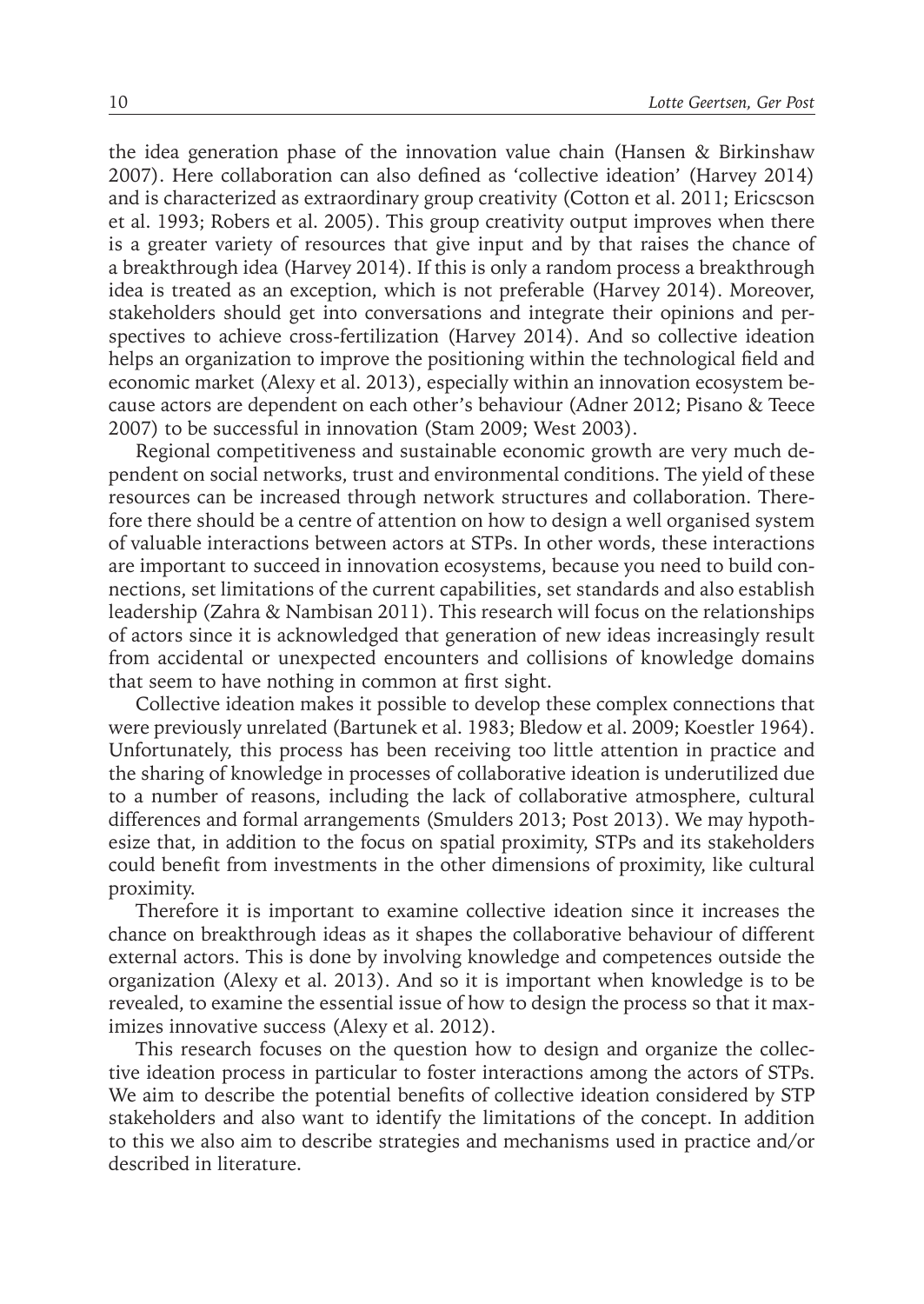the idea generation phase of the innovation value chain (Hansen & Birkinshaw 2007). Here collaboration can also defined as 'collective ideation' (Harvey 2014) and is characterized as extraordinary group creativity (Cotton et al. 2011; Ericscson et al. 1993; Robers et al. 2005). This group creativity output improves when there is a greater variety of resources that give input and by that raises the chance of a breakthrough idea (Harvey 2014). If this is only a random process a breakthrough idea is treated as an exception, which is not preferable (Harvey 2014). Moreover, stakeholders should get into conversations and integrate their opinions and perspectives to achieve cross-fertilization (Harvey 2014). And so collective ideation helps an organization to improve the positioning within the technological field and economic market (Alexy et al. 2013), especially within an innovation ecosystem because actors are dependent on each other's behaviour (Adner 2012; Pisano & Teece 2007) to be successful in innovation (Stam 2009; West 2003).

Regional competitiveness and sustainable economic growth are very much dependent on social networks, trust and environmental conditions. The yield of these resources can be increased through network structures and collaboration. Therefore there should be a centre of attention on how to design a well organised system of valuable interactions between actors at STPs. In other words, these interactions are important to succeed in innovation ecosystems, because you need to build connections, set limitations of the current capabilities, set standards and also establish leadership (Zahra & Nambisan 2011). This research will focus on the relationships of actors since it is acknowledged that generation of new ideas increasingly result from accidental or unexpected encounters and collisions of knowledge domains that seem to have nothing in common at first sight.

Collective ideation makes it possible to develop these complex connections that were previously unrelated (Bartunek et al. 1983; Bledow et al. 2009; Koestler 1964). Unfortunately, this process has been receiving too little attention in practice and the sharing of knowledge in processes of collaborative ideation is underutilized due to a number of reasons, including the lack of collaborative atmosphere, cultural differences and formal arrangements (Smulders 2013; Post 2013). We may hypothesize that, in addition to the focus on spatial proximity, STPs and its stakeholders could benefit from investments in the other dimensions of proximity, like cultural proximity.

Therefore it is important to examine collective ideation since it increases the chance on breakthrough ideas as it shapes the collaborative behaviour of different external actors. This is done by involving knowledge and competences outside the organization (Alexy et al. 2013). And so it is important when knowledge is to be revealed, to examine the essential issue of how to design the process so that it maximizes innovative success (Alexy et al. 2012).

This research focuses on the question how to design and organize the collective ideation process in particular to foster interactions among the actors of STPs. We aim to describe the potential benefits of collective ideation considered by STP stakeholders and also want to identify the limitations of the concept. In addition to this we also aim to describe strategies and mechanisms used in practice and/or described in literature.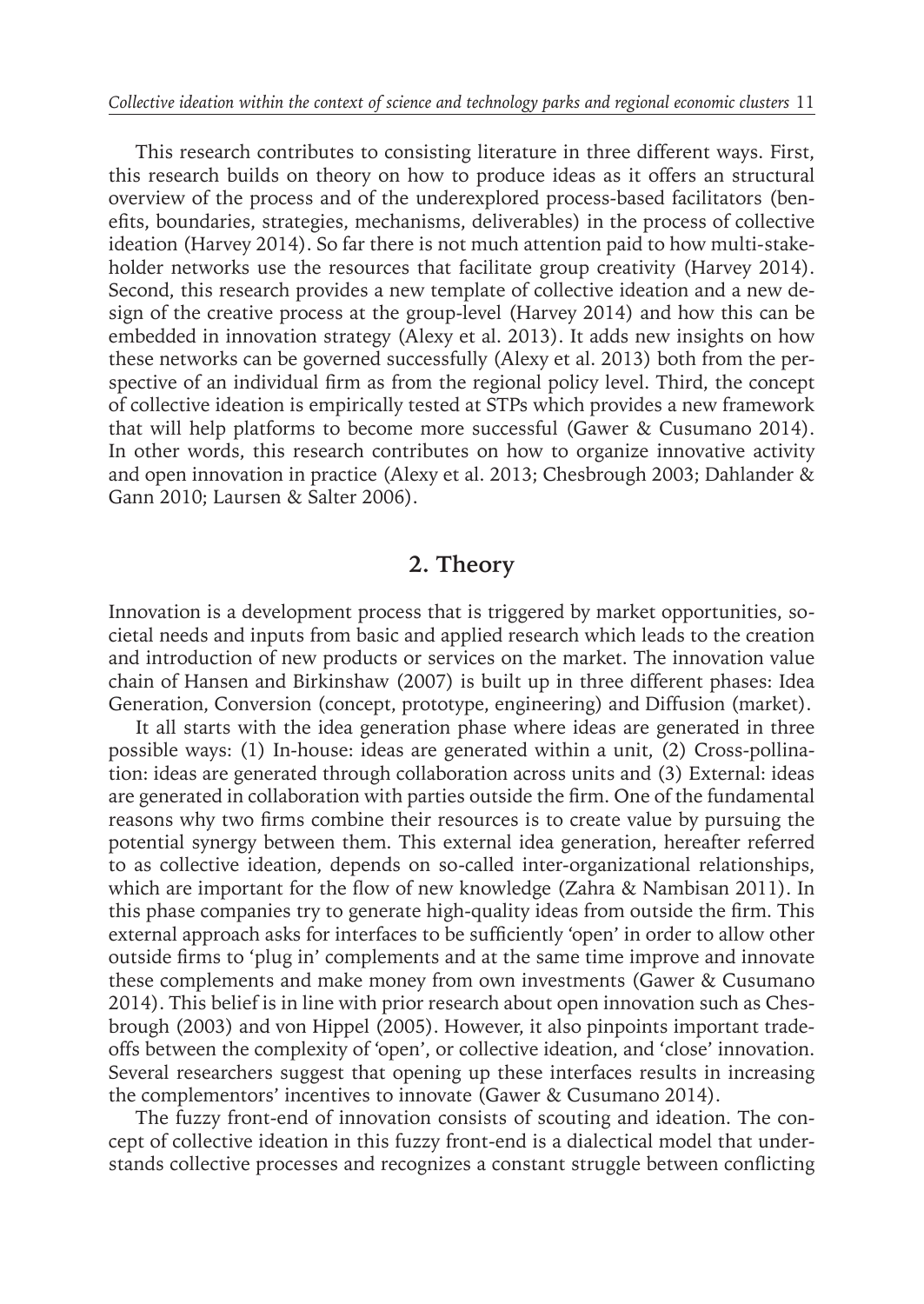This research contributes to consisting literature in three different ways. First, this research builds on theory on how to produce ideas as it offers an structural overview of the process and of the underexplored process-based facilitators (benefits, boundaries, strategies, mechanisms, deliverables) in the process of collective ideation (Harvey 2014). So far there is not much attention paid to how multi-stakeholder networks use the resources that facilitate group creativity (Harvey 2014). Second, this research provides a new template of collective ideation and a new design of the creative process at the group-level (Harvey 2014) and how this can be embedded in innovation strategy (Alexy et al. 2013). It adds new insights on how these networks can be governed successfully (Alexy et al. 2013) both from the perspective of an individual firm as from the regional policy level. Third, the concept of collective ideation is empirically tested at STPs which provides a new framework that will help platforms to become more successful (Gawer & Cusumano 2014). In other words, this research contributes on how to organize innovative activity and open innovation in practice (Alexy et al. 2013; Chesbrough 2003; Dahlander & Gann 2010; Laursen & Salter 2006).

## 2. Theory

Innovation is a development process that is triggered by market opportunities, societal needs and inputs from basic and applied research which leads to the creation and introduction of new products or services on the market. The innovation value chain of Hansen and Birkinshaw (2007) is built up in three different phases: Idea Generation, Conversion (concept, prototype, engineering) and Diffusion (market).

It all starts with the idea generation phase where ideas are generated in three possible ways: (1) In-house: ideas are generated within a unit, (2) Cross-pollination: ideas are generated through collaboration across units and (3) External: ideas are generated in collaboration with parties outside the firm. One of the fundamental reasons why two firms combine their resources is to create value by pursuing the potential synergy between them. This external idea generation, hereafter referred to as collective ideation, depends on so-called inter-organizational relationships, which are important for the flow of new knowledge (Zahra & Nambisan 2011). In this phase companies try to generate high-quality ideas from outside the firm. This external approach asks for interfaces to be sufficiently 'open' in order to allow other outside firms to 'plug in' complements and at the same time improve and innovate these complements and make money from own investments (Gawer & Cusumano 2014). This belief is in line with prior research about open innovation such as Chesbrough (2003) and von Hippel (2005). However, it also pinpoints important tradeoffs between the complexity of 'open', or collective ideation, and 'close' innovation. Several researchers suggest that opening up these interfaces results in increasing the complementors' incentives to innovate (Gawer & Cusumano 2014).

The fuzzy front-end of innovation consists of scouting and ideation. The concept of collective ideation in this fuzzy front-end is a dialectical model that understands collective processes and recognizes a constant struggle between conflicting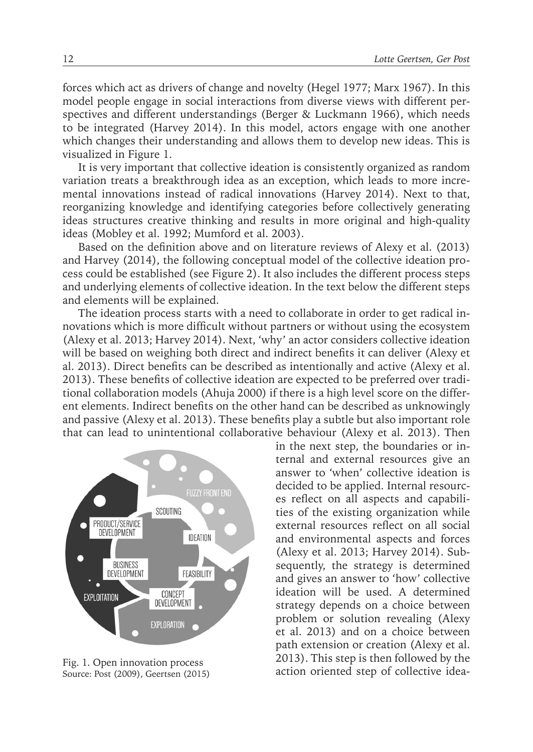forces which act as drivers of change and novelty (Hegel 1977; Marx 1967). In this model people engage in social interactions from diverse views with different perspectives and different understandings (Berger & Luckmann 1966), which needs to be integrated (Harvey 2014). In this model, actors engage with one another which changes their understanding and allows them to develop new ideas. This is visualized in Figure 1.

It is very important that collective ideation is consistently organized as random variation treats a breakthrough idea as an exception, which leads to more incremental innovations instead of radical innovations (Harvey 2014). Next to that, reorganizing knowledge and identifying categories before collectively generating ideas structures creative thinking and results in more original and high-quality ideas (Mobley et al. 1992; Mumford et al. 2003).

Based on the definition above and on literature reviews of Alexy et al. (2013) and Harvey (2014), the following conceptual model of the collective ideation process could be established (see Figure 2). It also includes the different process steps and underlying elements of collective ideation. In the text below the different steps and elements will be explained.

The ideation process starts with a need to collaborate in order to get radical innovations which is more difficult without partners or without using the ecosystem (Alexy et al. 2013; Harvey 2014). Next, 'why' an actor considers collective ideation will be based on weighing both direct and indirect benefits it can deliver (Alexy et al. 2013). Direct benefits can be described as intentionally and active (Alexy et al. 2013). These benefits of collective ideation are expected to be preferred over traditional collaboration models (Ahuja 2000) if there is a high level score on the different elements. Indirect benefits on the other hand can be described as unknowingly and passive (Alexy et al. 2013). These benefits play a subtle but also important role that can lead to unintentional collaborative behaviour (Alexy et al. 2013). Then in the next step, the boundaries or internal and external resources give an answer to 'when' collective ideation is decided to be applied. Internal resources reflect on all aspects and capabilities of the existing organization while external resources reflect on all social and environmental aspects and forces (Alexy et al. 2013; Harvey 2014). Subsequently, the strategy is determined and gives an answer to 'how' collective ideation will be used. A determined strategy depends on a choice between problem or solution revealing (Alexy et al. 2013) and on a choice between path extension or creation (Alexy et al. 2013). This step is then followed by the action oriented step of collective idea-

Fig. 1. Open innovation process
Source: Post (2009), Geertsen (2015)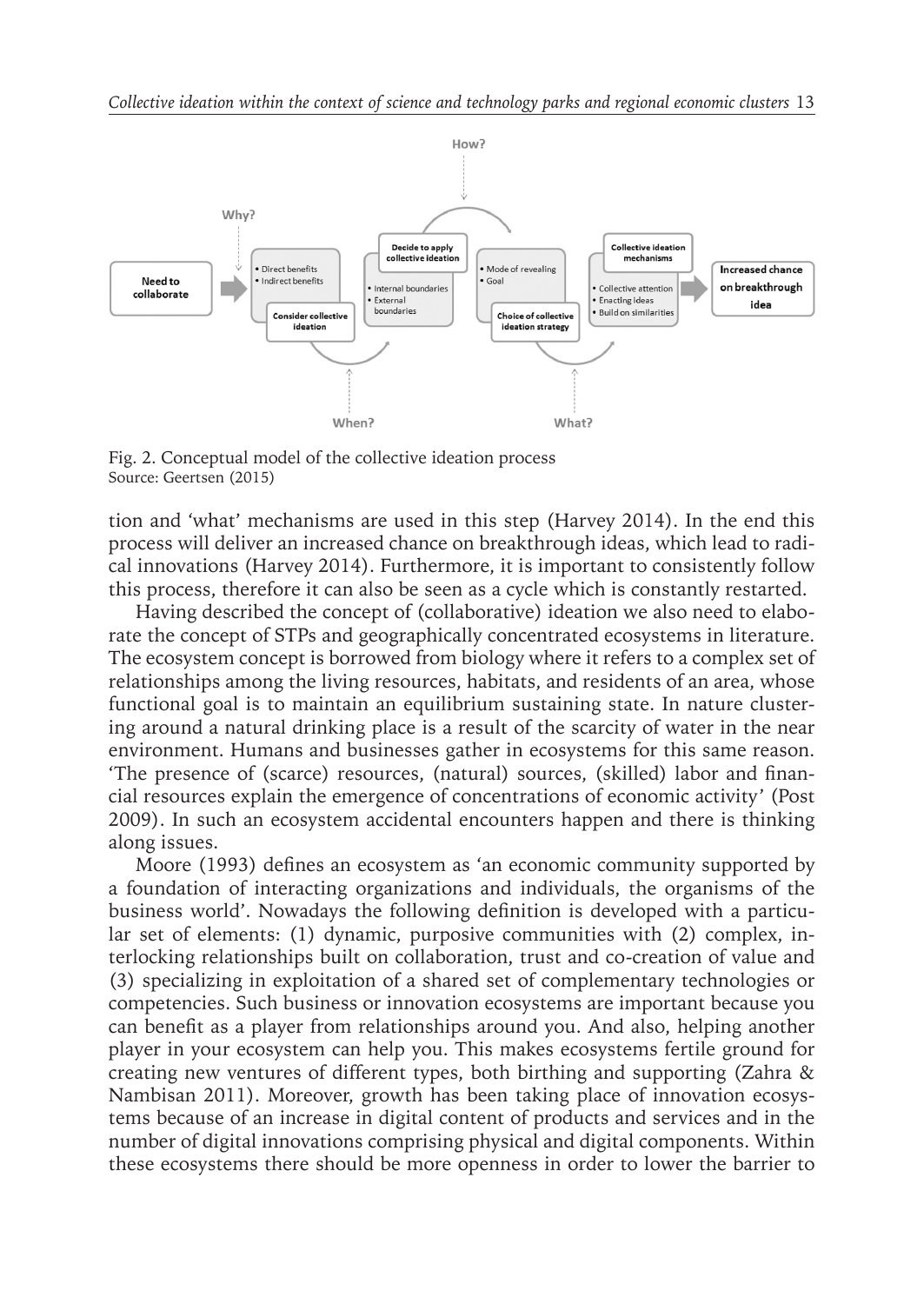Fig. 2. Conceptual model of the collective ideation process
Source: Geertsen (2015)

tion and 'what' mechanisms are used in this step (Harvey 2014). In the end this process will deliver an increased chance on breakthrough ideas, which lead to radical innovations (Harvey 2014). Furthermore, it is important to consistently follow this process, therefore it can also be seen as a cycle which is constantly restarted.

Having described the concept of (collaborative) ideation we also need to elaborate the concept of STPs and geographically concentrated ecosystems in literature. The ecosystem concept is borrowed from biology where it refers to a complex set of relationships among the living resources, habitats, and residents of an area, whose functional goal is to maintain an equilibrium sustaining state. In nature clustering around a natural drinking place is a result of the scarcity of water in the near environment. Humans and businesses gather in ecosystems for this same reason. 'The presence of (scarce) resources, (natural) sources, (skilled) labor and financial resources explain the emergence of concentrations of economic activity' (Post 2009). In such an ecosystem accidental encounters happen and there is thinking along issues.

Moore (1993) defines an ecosystem as 'an economic community supported by a foundation of interacting organizations and individuals, the organisms of the business world'. Nowadays the following definition is developed with a particular set of elements: (1) dynamic, purposive communities with (2) complex, interlocking relationships built on collaboration, trust and co-creation of value and (3) specializing in exploitation of a shared set of complementary technologies or competencies. Such business or innovation ecosystems are important because you can benefit as a player from relationships around you. And also, helping another player in your ecosystem can help you. This makes ecosystems fertile ground for creating new ventures of different types, both birthing and supporting (Zahra & Nambisan 2011). Moreover, growth has been taking place of innovation ecosystems because of an increase in digital content of products and services and in the number of digital innovations comprising physical and digital components. Within these ecosystems there should be more openness in order to lower the barrier to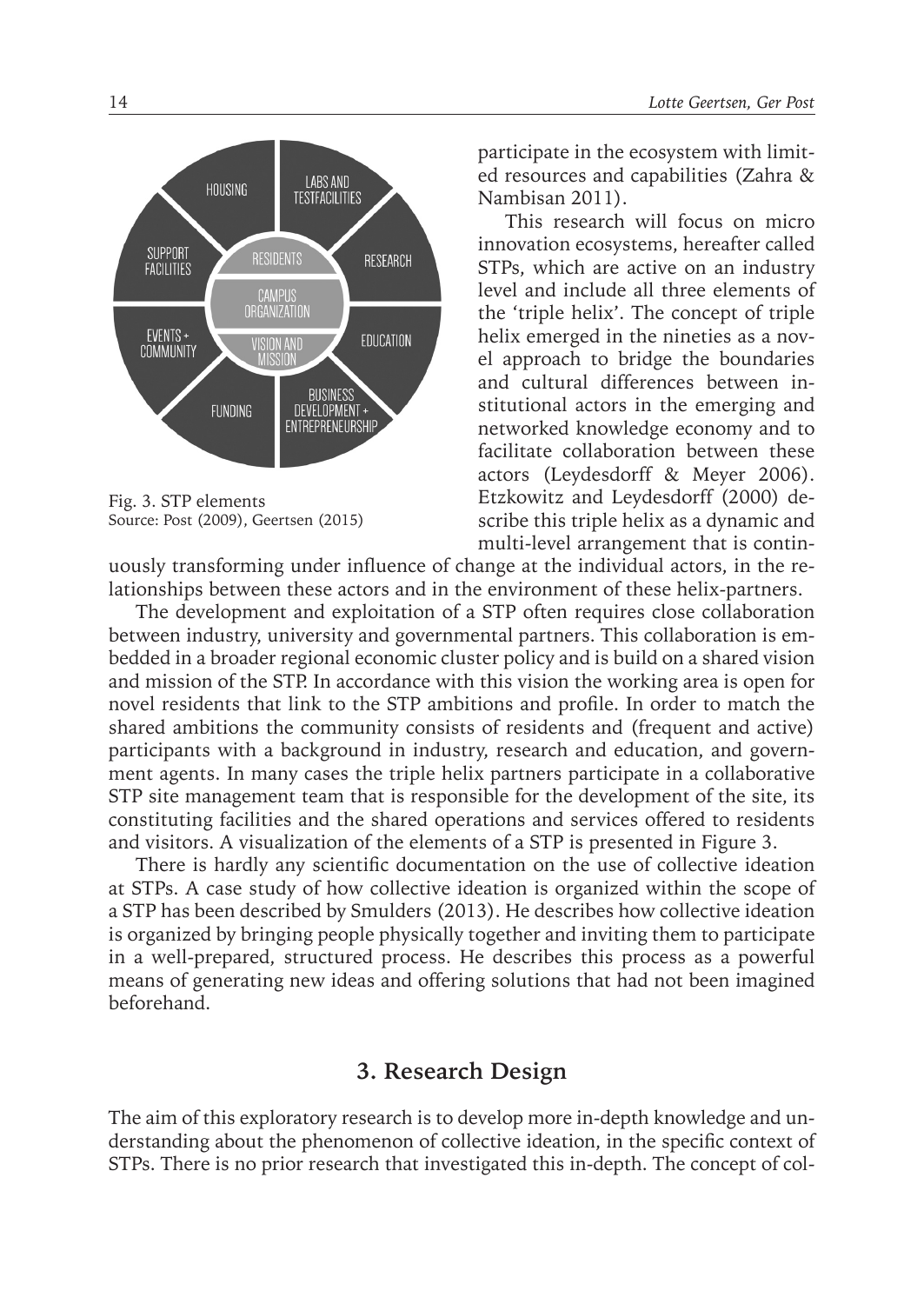Fig. 3. STP elements
Source: Post (2009), Geertsen (2015)

participate in the ecosystem with limited resources and capabilities (Zahra & Nambisan 2011).

This research will focus on micro innovation ecosystems, hereafter called STPs, which are active on an industry level and include all three elements of the 'triple helix'. The concept of triple helix emerged in the nineties as a novel approach to bridge the boundaries and cultural differences between institutional actors in the emerging and networked knowledge economy and to facilitate collaboration between these actors (Leydesdorff & Meyer 2006). Etzkowitz and Leydesdorff (2000) describe this triple helix as a dynamic and multi-level arrangement that is continuously transforming under influence of change at the individual actors, in the relationships between these actors and in the environment of these helix-partners.

The development and exploitation of a STP often requires close collaboration between industry, university and governmental partners. This collaboration is embedded in a broader regional economic cluster policy and is build on a shared vision and mission of the STP. In accordance with this vision the working area is open for novel residents that link to the STP ambitions and profile. In order to match the shared ambitions the community consists of residents and (frequent and active) participants with a background in industry, research and education, and government agents. In many cases the triple helix partners participate in a collaborative STP site management team that is responsible for the development of the site, its constituting facilities and the shared operations and services offered to residents and visitors. A visualization of the elements of a STP is presented in Figure 3.

There is hardly any scientific documentation on the use of collective ideation at STPs. A case study of how collective ideation is organized within the scope of a STP has been described by Smulders (2013). He describes how collective ideation is organized by bringing people physically together and inviting them to participate in a well-prepared, structured process. He describes this process as a powerful means of generating new ideas and offering solutions that had not been imagined beforehand.

## 3. Research Design

The aim of this exploratory research is to develop more in-depth knowledge and understanding about the phenomenon of collective ideation, in the specific context of STPs. There is no prior research that investigated this in-depth. The concept of col-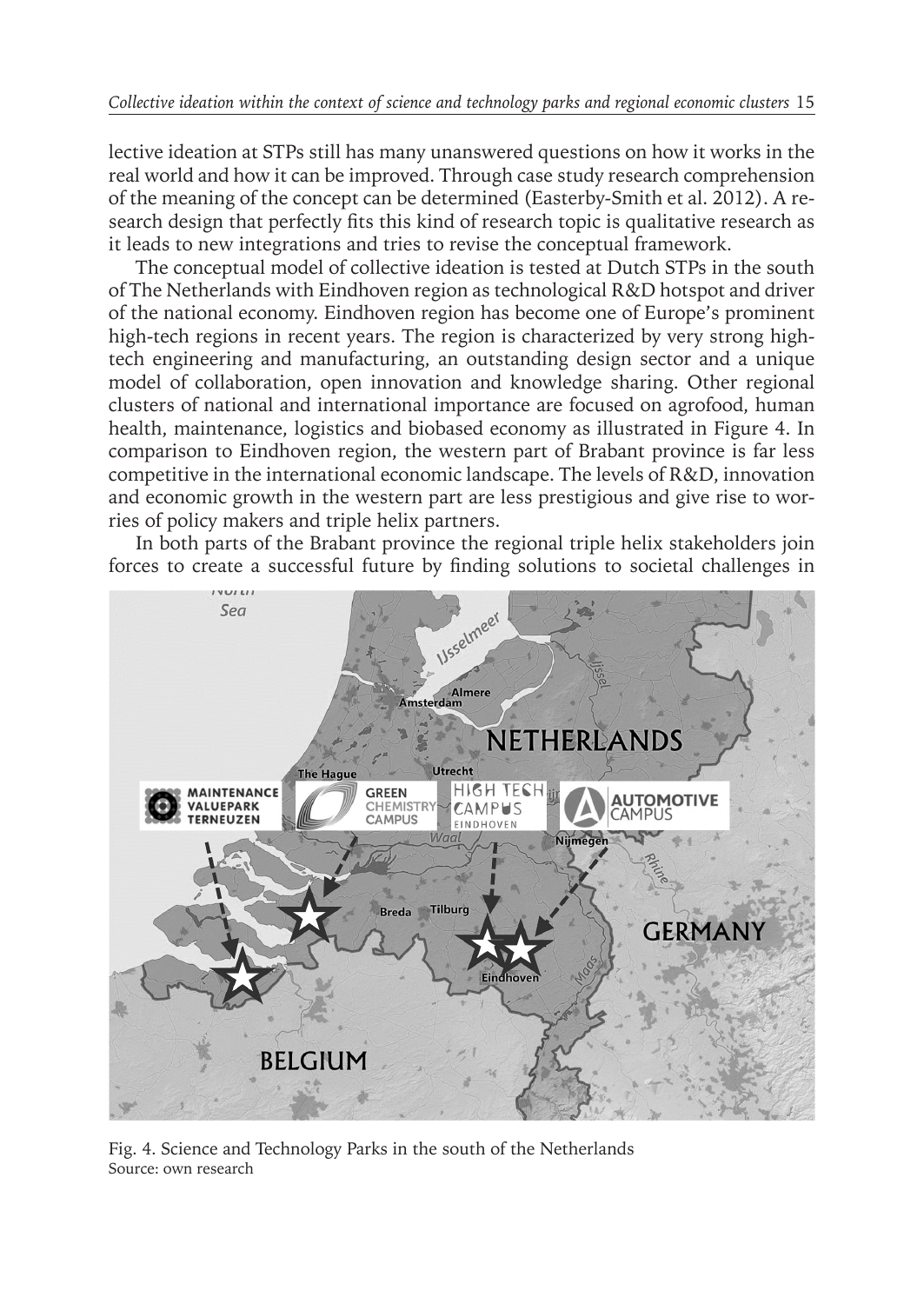lective ideation at STPs still has many unanswered questions on how it works in the real world and how it can be improved. Through case study research comprehension of the meaning of the concept can be determined (Easterby-Smith et al. 2012). A research design that perfectly fits this kind of research topic is qualitative research as it leads to new integrations and tries to revise the conceptual framework.

The conceptual model of collective ideation is tested at Dutch STPs in the south of The Netherlands with Eindhoven region as technological R&D hotspot and driver of the national economy. Eindhoven region has become one of Europe's prominent high-tech regions in recent years. The region is characterized by very strong high-tech engineering and manufacturing, an outstanding design sector and a unique model of collaboration, open innovation and knowledge sharing. Other regional clusters of national and international importance are focused on agrofood, human health, maintenance, logistics and biobased economy as illustrated in Figure 4. In comparison to Eindhoven region, the western part of Brabant province is far less competitive in the international economic landscape. The levels of R&D, innovation and economic growth in the western part are less prestigious and give rise to worries of policy makers and triple helix partners.

In both parts of the Brabant province the regional triple helix stakeholders join forces to create a successful future by finding solutions to societal challenges in

Fig. 4. Science and Technology Parks in the south of the Netherlands
Source: own research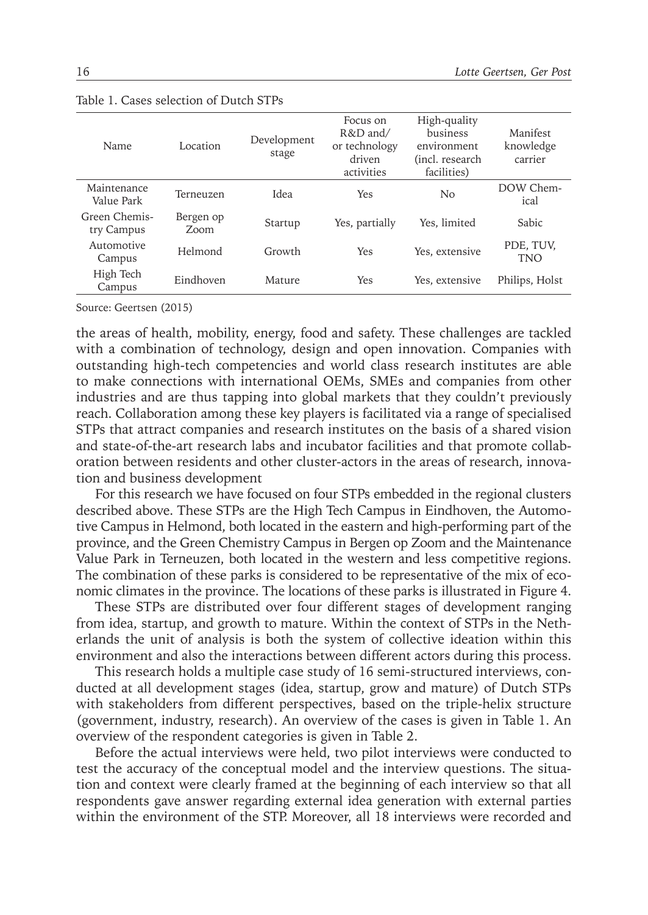Table 1. Cases selection of Dutch STPs

| Name | Location | Development stage | Focus on R&D and/ or technology driven activities | High-quality business environment (incl. research facilities) | Manifest knowledge carrier |
|---|---|---|---|---|---|
| Maintenance Value Park | Terneuzen | Idea | Yes | No | DOW Chemical |
| Green Chemistry Campus | Bergen op Zoom | Startup | Yes, partially | Yes, limited | Sabic |
| Automotive Campus | Helmond | Growth | Yes | Yes, extensive | PDE, TUV, TNO |
| High Tech Campus | Eindhoven | Mature | Yes | Yes, extensive | Philips, Holst |

Source: Geertsen (2015)

the areas of health, mobility, energy, food and safety. These challenges are tackled with a combination of technology, design and open innovation. Companies with outstanding high-tech competencies and world class research institutes are able to make connections with international OEMs, SMEs and companies from other industries and are thus tapping into global markets that they couldn't previously reach. Collaboration among these key players is facilitated via a range of specialised STPs that attract companies and research institutes on the basis of a shared vision and state-of-the-art research labs and incubator facilities and that promote collaboration between residents and other cluster-actors in the areas of research, innovation and business development

For this research we have focused on four STPs embedded in the regional clusters described above. These STPs are the High Tech Campus in Eindhoven, the Automotive Campus in Helmond, both located in the eastern and high-performing part of the province, and the Green Chemistry Campus in Bergen op Zoom and the Maintenance Value Park in Terneuzen, both located in the western and less competitive regions. The combination of these parks is considered to be representative of the mix of economic climates in the province. The locations of these parks is illustrated in Figure 4.

These STPs are distributed over four different stages of development ranging from idea, startup, and growth to mature. Within the context of STPs in the Netherlands the unit of analysis is both the system of collective ideation within this environment and also the interactions between different actors during this process.

This research holds a multiple case study of 16 semi-structured interviews, conducted at all development stages (idea, startup, grow and mature) of Dutch STPs with stakeholders from different perspectives, based on the triple-helix structure (government, industry, research). An overview of the cases is given in Table 1. An overview of the respondent categories is given in Table 2.

Before the actual interviews were held, two pilot interviews were conducted to test the accuracy of the conceptual model and the interview questions. The situation and context were clearly framed at the beginning of each interview so that all respondents gave answer regarding external idea generation with external parties within the environment of the STP. Moreover, all 18 interviews were recorded and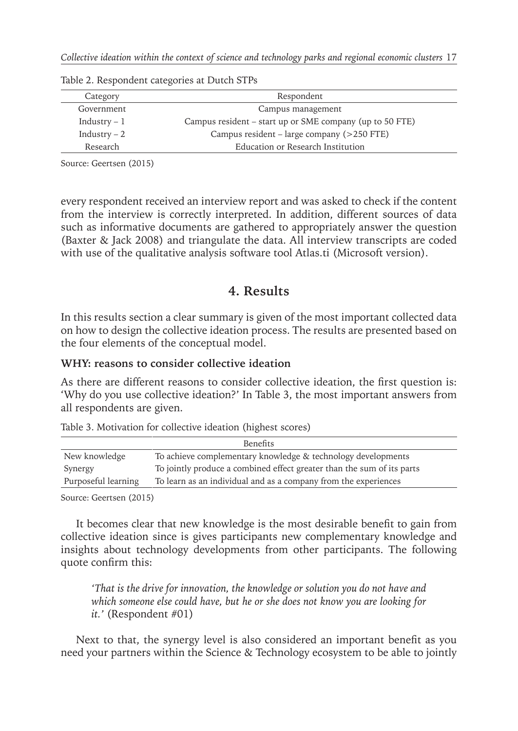Table 2. Respondent categories at Dutch STPs

| Category | Respondent |
|---|---|
| Government | Campus management |
| Industry – 1 | Campus resident – start up or SME company (up to 50 FTE) |
| Industry – 2 | Campus resident – large company (>250 FTE) |
| Research | Education or Research Institution |

Source: Geertsen (2015)

every respondent received an interview report and was asked to check if the content from the interview is correctly interpreted. In addition, different sources of data such as informative documents are gathered to appropriately answer the question (Baxter & Jack 2008) and triangulate the data. All interview transcripts are coded with use of the qualitative analysis software tool Atlas.ti (Microsoft version).

## 4. Results

In this results section a clear summary is given of the most important collected data on how to design the collective ideation process. The results are presented based on the four elements of the conceptual model.

### WHY: reasons to consider collective ideation

As there are different reasons to consider collective ideation, the first question is: 'Why do you use collective ideation?' In Table 3, the most important answers from all respondents are given.

Table 3. Motivation for collective ideation (highest scores)

| | Benefits |
|---|---|
| New knowledge | To achieve complementary knowledge & technology developments |
| Synergy | To jointly produce a combined effect greater than the sum of its parts |
| Purposeful learning | To learn as an individual and as a company from the experiences |

Source: Geertsen (2015)

It becomes clear that new knowledge is the most desirable benefit to gain from collective ideation since is gives participants new complementary knowledge and insights about technology developments from other participants. The following quote confirm this:

> *'That is the drive for innovation, the knowledge or solution you do not have and which someone else could have, but he or she does not know you are looking for it.'* (Respondent #01)

Next to that, the synergy level is also considered an important benefit as you need your partners within the Science & Technology ecosystem to be able to jointly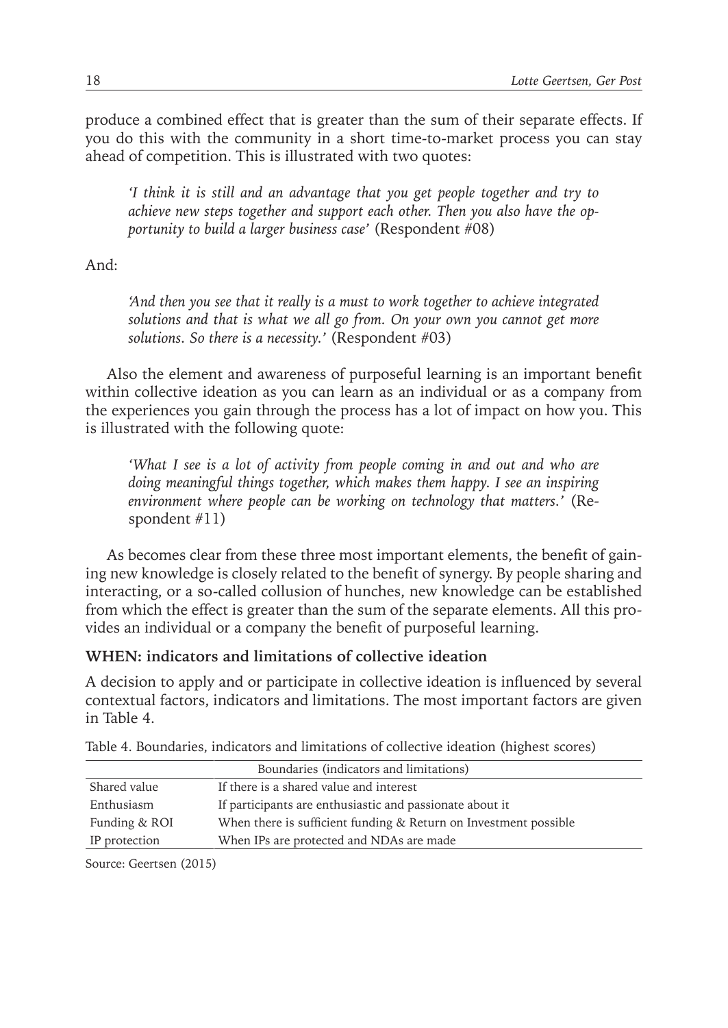produce a combined effect that is greater than the sum of their separate effects. If you do this with the community in a short time-to-market process you can stay ahead of competition. This is illustrated with two quotes:

> *'I think it is still and an advantage that you get people together and try to achieve new steps together and support each other. Then you also have the opportunity to build a larger business case'* (Respondent #08)

And:

> *'And then you see that it really is a must to work together to achieve integrated solutions and that is what we all go from. On your own you cannot get more solutions. So there is a necessity.'* (Respondent #03)

Also the element and awareness of purposeful learning is an important benefit within collective ideation as you can learn as an individual or as a company from the experiences you gain through the process has a lot of impact on how you. This is illustrated with the following quote:

> *'What I see is a lot of activity from people coming in and out and who are doing meaningful things together, which makes them happy. I see an inspiring environment where people can be working on technology that matters.'* (Respondent #11)

As becomes clear from these three most important elements, the benefit of gaining new knowledge is closely related to the benefit of synergy. By people sharing and interacting, or a so-called collusion of hunches, new knowledge can be established from which the effect is greater than the sum of the separate elements. All this provides an individual or a company the benefit of purposeful learning.

**WHEN: indicators and limitations of collective ideation**

A decision to apply and or participate in collective ideation is influenced by several contextual factors, indicators and limitations. The most important factors are given in Table 4.

Table 4. Boundaries, indicators and limitations of collective ideation (highest scores)

| | Boundaries (indicators and limitations) |
|---|---|
| Shared value | If there is a shared value and interest |
| Enthusiasm | If participants are enthusiastic and passionate about it |
| Funding & ROI | When there is sufficient funding & Return on Investment possible |
| IP protection | When IPs are protected and NDAs are made |

Source: Geertsen (2015)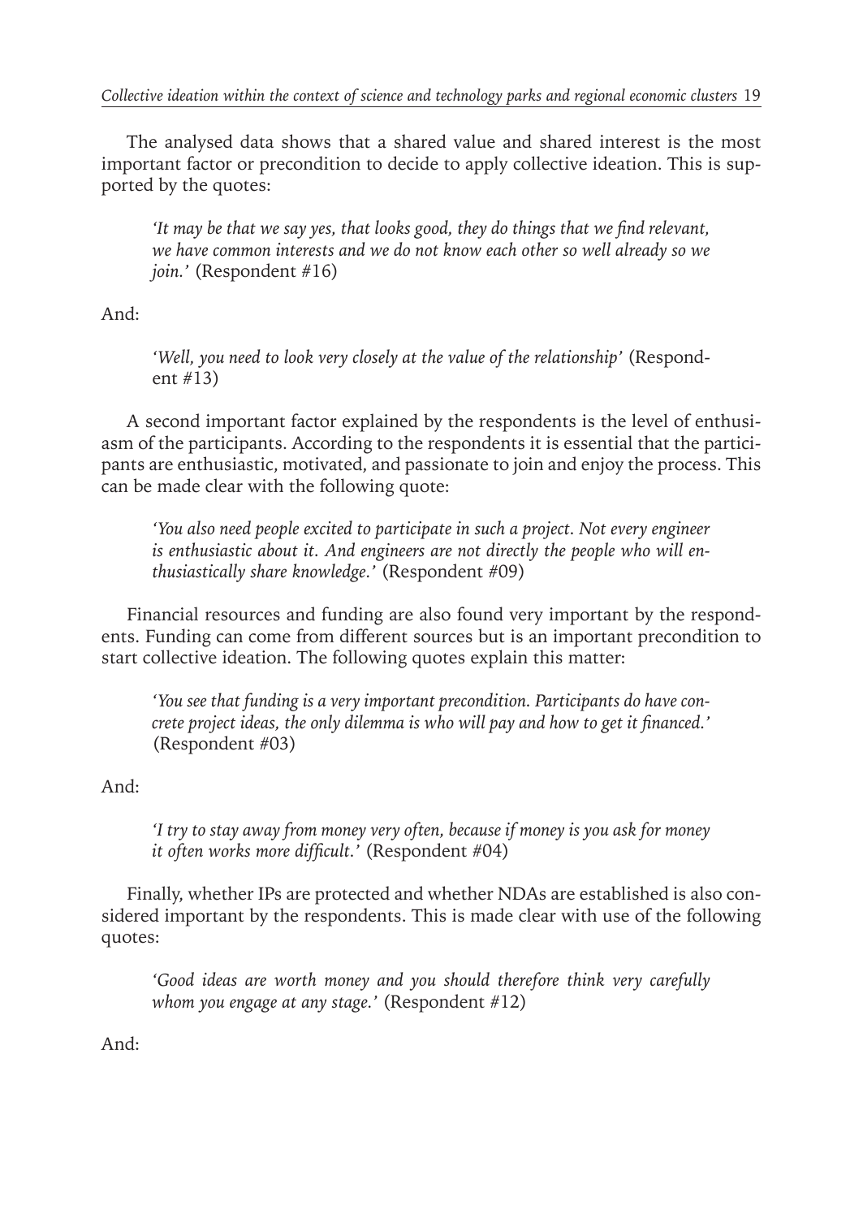The analysed data shows that a shared value and shared interest is the most important factor or precondition to decide to apply collective ideation. This is supported by the quotes:

> *'It may be that we say yes, that looks good, they do things that we find relevant, we have common interests and we do not know each other so well already so we join.'* (Respondent #16)

And:

> *'Well, you need to look very closely at the value of the relationship'* (Respondent #13)

A second important factor explained by the respondents is the level of enthusiasm of the participants. According to the respondents it is essential that the participants are enthusiastic, motivated, and passionate to join and enjoy the process. This can be made clear with the following quote:

> *'You also need people excited to participate in such a project. Not every engineer is enthusiastic about it. And engineers are not directly the people who will enthusiastically share knowledge.'* (Respondent #09)

Financial resources and funding are also found very important by the respondents. Funding can come from different sources but is an important precondition to start collective ideation. The following quotes explain this matter:

> *'You see that funding is a very important precondition. Participants do have concrete project ideas, the only dilemma is who will pay and how to get it financed.'* (Respondent #03)

And:

> *'I try to stay away from money very often, because if money is you ask for money it often works more difficult.'* (Respondent #04)

Finally, whether IPs are protected and whether NDAs are established is also considered important by the respondents. This is made clear with use of the following quotes:

> *'Good ideas are worth money and you should therefore think very carefully whom you engage at any stage.'* (Respondent #12)

And: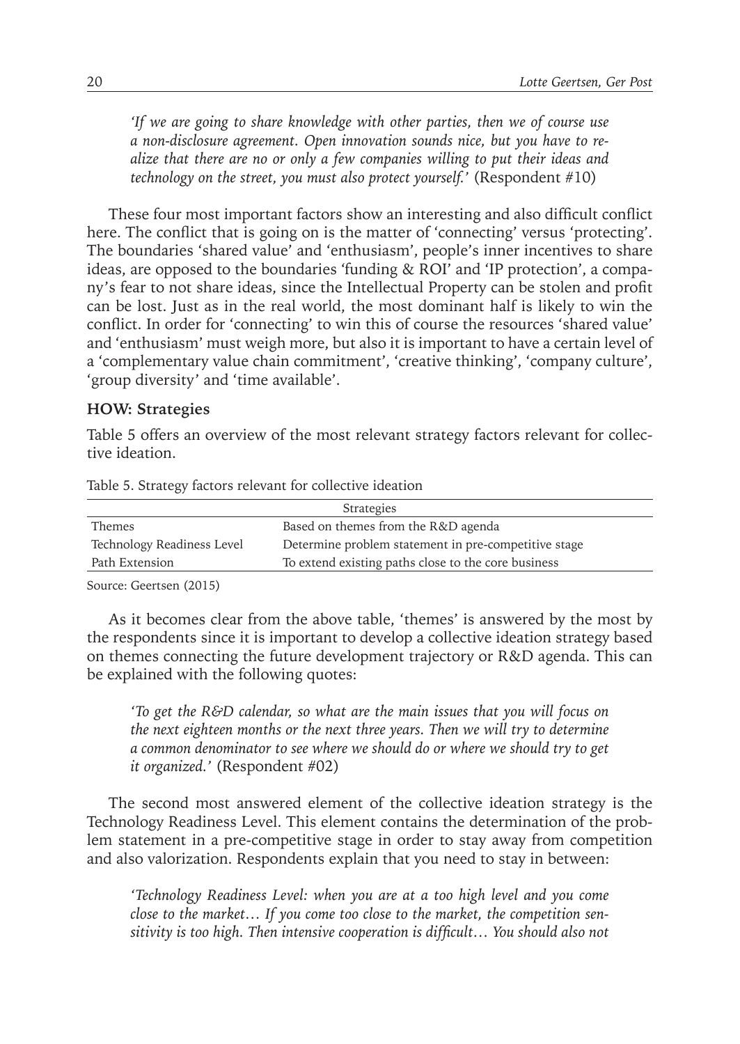*'If we are going to share knowledge with other parties, then we of course use a non-disclosure agreement. Open innovation sounds nice, but you have to realize that there are no or only a few companies willing to put their ideas and technology on the street, you must also protect yourself.'* (Respondent #10)

These four most important factors show an interesting and also difficult conflict here. The conflict that is going on is the matter of 'connecting' versus 'protecting'. The boundaries 'shared value' and 'enthusiasm', people's inner incentives to share ideas, are opposed to the boundaries 'funding & ROI' and 'IP protection', a company's fear to not share ideas, since the Intellectual Property can be stolen and profit can be lost. Just as in the real world, the most dominant half is likely to win the conflict. In order for 'connecting' to win this of course the resources 'shared value' and 'enthusiasm' must weigh more, but also it is important to have a certain level of a 'complementary value chain commitment', 'creative thinking', 'company culture', 'group diversity' and 'time available'.

**HOW: Strategies**

Table 5 offers an overview of the most relevant strategy factors relevant for collective ideation.

Table 5. Strategy factors relevant for collective ideation

| Strategies | |
|---|---|
| Themes | Based on themes from the R&D agenda |
| Technology Readiness Level | Determine problem statement in pre-competitive stage |
| Path Extension | To extend existing paths close to the core business |

Source: Geertsen (2015)

As it becomes clear from the above table, 'themes' is answered by the most by the respondents since it is important to develop a collective ideation strategy based on themes connecting the future development trajectory or R&D agenda. This can be explained with the following quotes:

*'To get the R&D calendar, so what are the main issues that you will focus on the next eighteen months or the next three years. Then we will try to determine a common denominator to see where we should do or where we should try to get it organized.'* (Respondent #02)

The second most answered element of the collective ideation strategy is the Technology Readiness Level. This element contains the determination of the problem statement in a pre-competitive stage in order to stay away from competition and also valorization. Respondents explain that you need to stay in between:

*'Technology Readiness Level: when you are at a too high level and you come close to the market… If you come too close to the market, the competition sensitivity is too high. Then intensive cooperation is difficult… You should also not*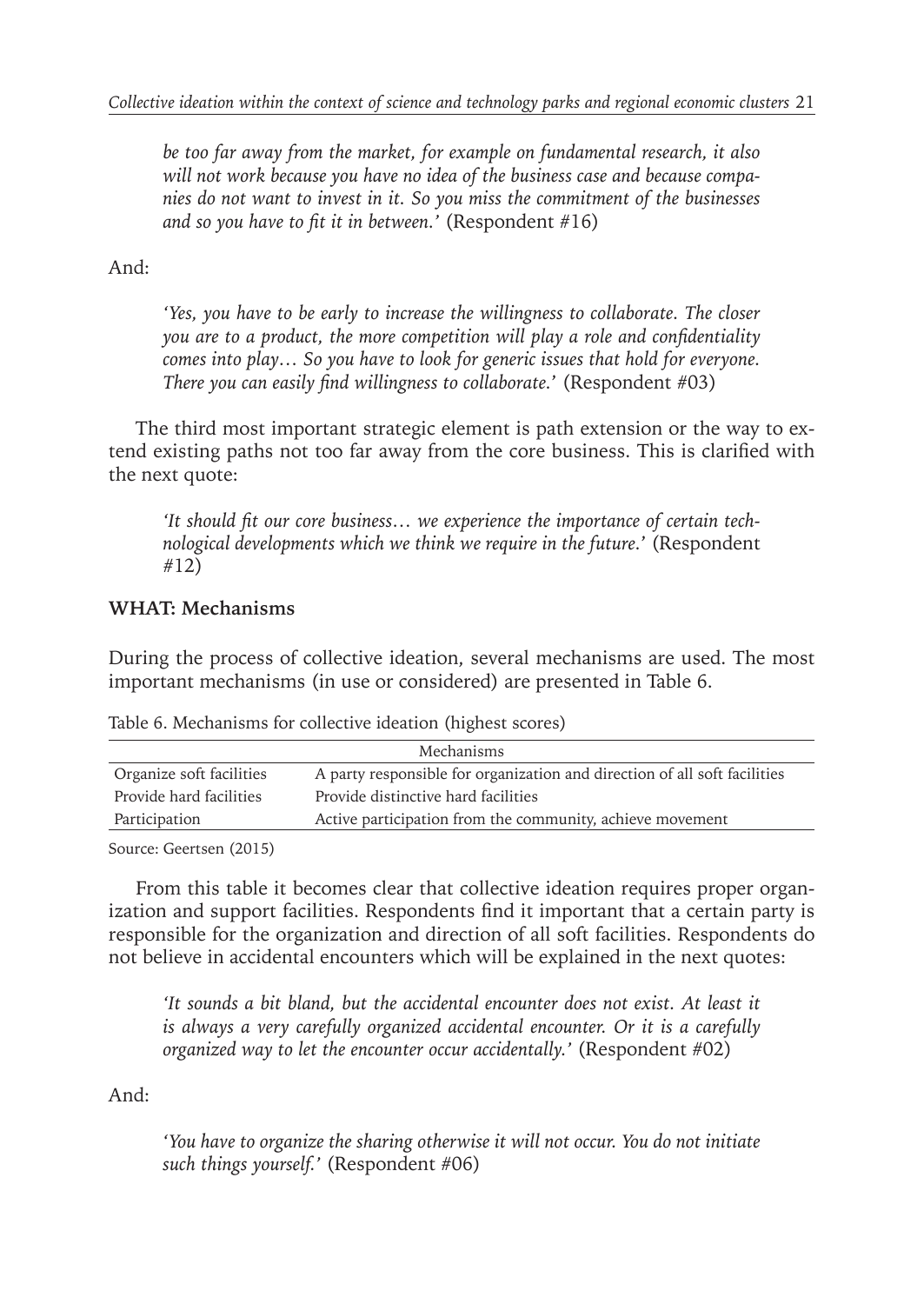*be too far away from the market, for example on fundamental research, it also will not work because you have no idea of the business case and because companies do not want to invest in it. So you miss the commitment of the businesses and so you have to fit it in between.'* (Respondent #16)

And:

> *'Yes, you have to be early to increase the willingness to collaborate. The closer you are to a product, the more competition will play a role and confidentiality comes into play… So you have to look for generic issues that hold for everyone. There you can easily find willingness to collaborate.'* (Respondent #03)

The third most important strategic element is path extension or the way to extend existing paths not too far away from the core business. This is clarified with the next quote:

> *'It should fit our core business… we experience the importance of certain technological developments which we think we require in the future.'* (Respondent #12)

**WHAT: Mechanisms**

During the process of collective ideation, several mechanisms are used. The most important mechanisms (in use or considered) are presented in Table 6.

Table 6. Mechanisms for collective ideation (highest scores)

| Mechanisms | |
|---|---|
| Organize soft facilities | A party responsible for organization and direction of all soft facilities |
| Provide hard facilities | Provide distinctive hard facilities |
| Participation | Active participation from the community, achieve movement |

Source: Geertsen (2015)

From this table it becomes clear that collective ideation requires proper organization and support facilities. Respondents find it important that a certain party is responsible for the organization and direction of all soft facilities. Respondents do not believe in accidental encounters which will be explained in the next quotes:

> *'It sounds a bit bland, but the accidental encounter does not exist. At least it is always a very carefully organized accidental encounter. Or it is a carefully organized way to let the encounter occur accidentally.'* (Respondent #02)

And:

> *'You have to organize the sharing otherwise it will not occur. You do not initiate such things yourself.'* (Respondent #06)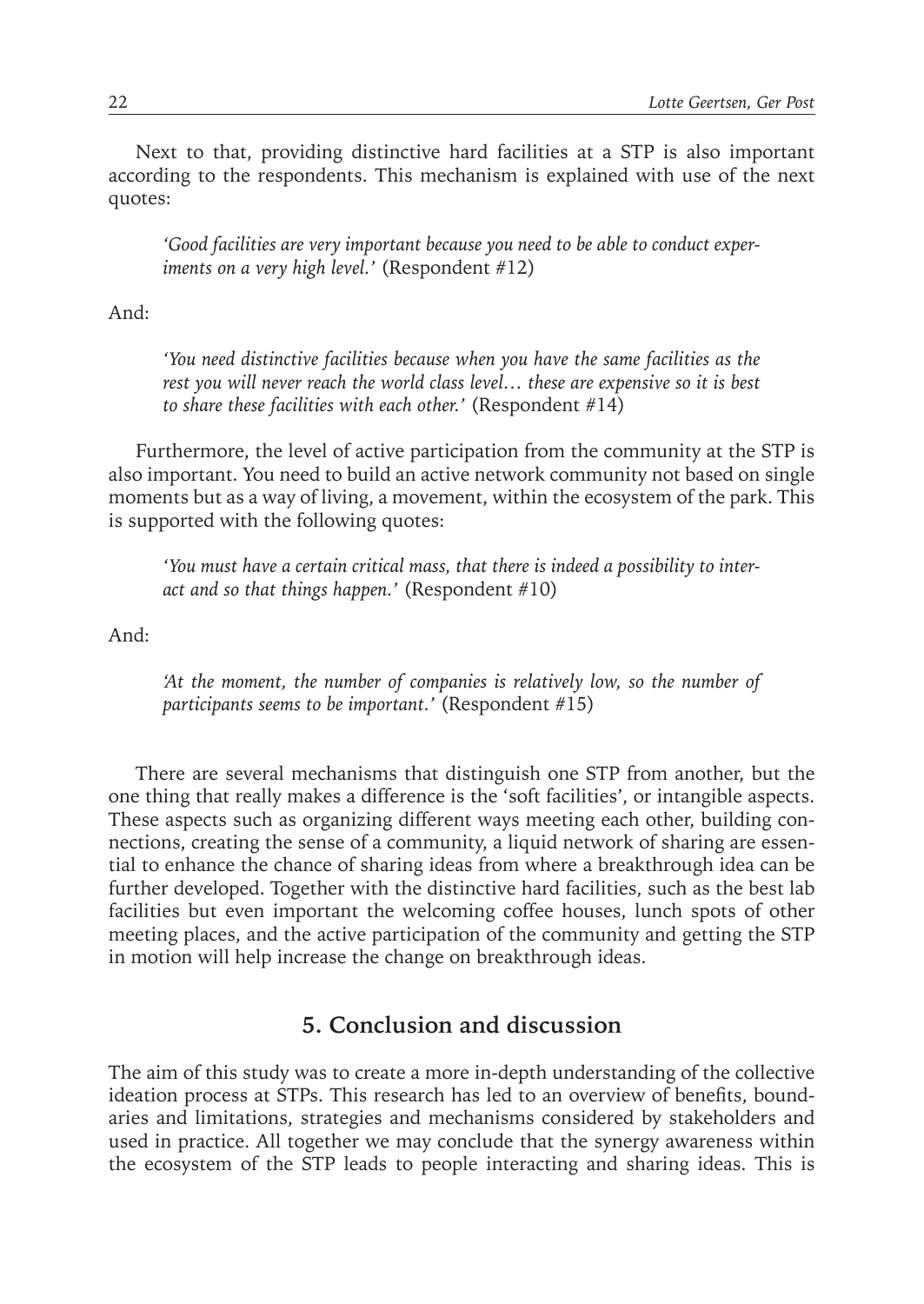Next to that, providing distinctive hard facilities at a STP is also important according to the respondents. This mechanism is explained with use of the next quotes:

> *'Good facilities are very important because you need to be able to conduct experiments on a very high level.'* (Respondent #12)

And:

> *'You need distinctive facilities because when you have the same facilities as the rest you will never reach the world class level… these are expensive so it is best to share these facilities with each other.'* (Respondent #14)

Furthermore, the level of active participation from the community at the STP is also important. You need to build an active network community not based on single moments but as a way of living, a movement, within the ecosystem of the park. This is supported with the following quotes:

> *'You must have a certain critical mass, that there is indeed a possibility to interact and so that things happen.'* (Respondent #10)

And:

> *'At the moment, the number of companies is relatively low, so the number of participants seems to be important.'* (Respondent #15)

There are several mechanisms that distinguish one STP from another, but the one thing that really makes a difference is the 'soft facilities', or intangible aspects. These aspects such as organizing different ways meeting each other, building connections, creating the sense of a community, a liquid network of sharing are essential to enhance the chance of sharing ideas from where a breakthrough idea can be further developed. Together with the distinctive hard facilities, such as the best lab facilities but even important the welcoming coffee houses, lunch spots of other meeting places, and the active participation of the community and getting the STP in motion will help increase the change on breakthrough ideas.

## 5. Conclusion and discussion

The aim of this study was to create a more in-depth understanding of the collective ideation process at STPs. This research has led to an overview of benefits, boundaries and limitations, strategies and mechanisms considered by stakeholders and used in practice. All together we may conclude that the synergy awareness within the ecosystem of the STP leads to people interacting and sharing ideas. This is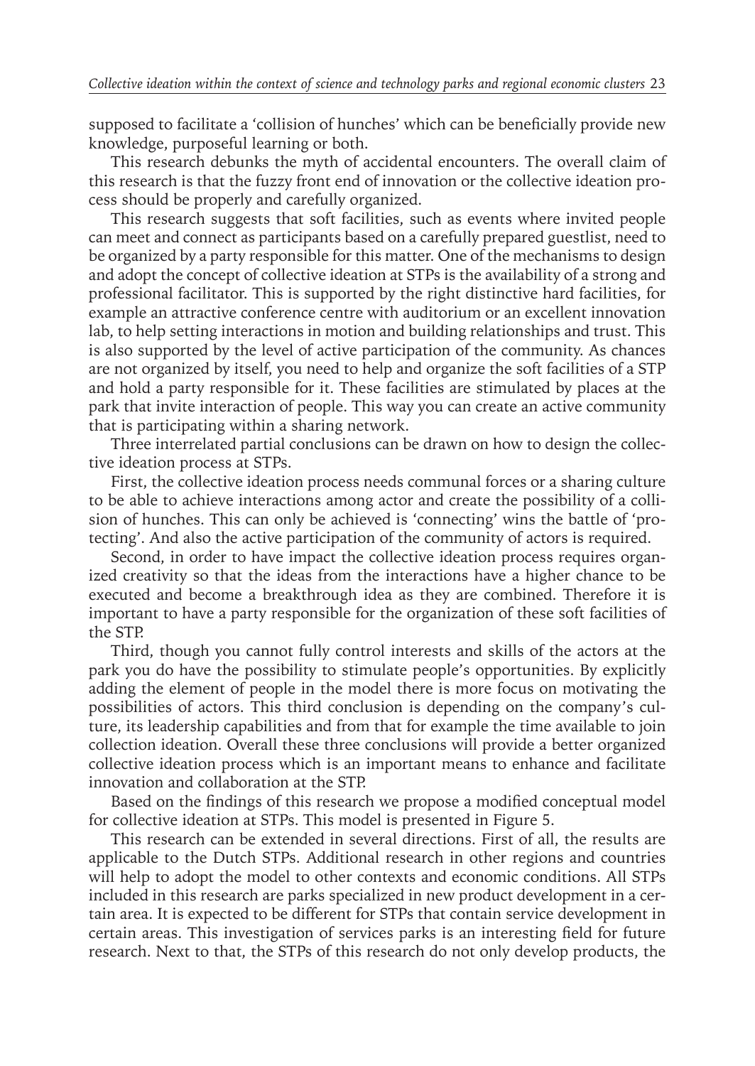supposed to facilitate a 'collision of hunches' which can be beneficially provide new knowledge, purposeful learning or both.

This research debunks the myth of accidental encounters. The overall claim of this research is that the fuzzy front end of innovation or the collective ideation process should be properly and carefully organized.

This research suggests that soft facilities, such as events where invited people can meet and connect as participants based on a carefully prepared guestlist, need to be organized by a party responsible for this matter. One of the mechanisms to design and adopt the concept of collective ideation at STPs is the availability of a strong and professional facilitator. This is supported by the right distinctive hard facilities, for example an attractive conference centre with auditorium or an excellent innovation lab, to help setting interactions in motion and building relationships and trust. This is also supported by the level of active participation of the community. As chances are not organized by itself, you need to help and organize the soft facilities of a STP and hold a party responsible for it. These facilities are stimulated by places at the park that invite interaction of people. This way you can create an active community that is participating within a sharing network.

Three interrelated partial conclusions can be drawn on how to design the collective ideation process at STPs.

First, the collective ideation process needs communal forces or a sharing culture to be able to achieve interactions among actor and create the possibility of a collision of hunches. This can only be achieved is 'connecting' wins the battle of 'protecting'. And also the active participation of the community of actors is required.

Second, in order to have impact the collective ideation process requires organized creativity so that the ideas from the interactions have a higher chance to be executed and become a breakthrough idea as they are combined. Therefore it is important to have a party responsible for the organization of these soft facilities of the STP.

Third, though you cannot fully control interests and skills of the actors at the park you do have the possibility to stimulate people's opportunities. By explicitly adding the element of people in the model there is more focus on motivating the possibilities of actors. This third conclusion is depending on the company's culture, its leadership capabilities and from that for example the time available to join collection ideation. Overall these three conclusions will provide a better organized collective ideation process which is an important means to enhance and facilitate innovation and collaboration at the STP.

Based on the findings of this research we propose a modified conceptual model for collective ideation at STPs. This model is presented in Figure 5.

This research can be extended in several directions. First of all, the results are applicable to the Dutch STPs. Additional research in other regions and countries will help to adopt the model to other contexts and economic conditions. All STPs included in this research are parks specialized in new product development in a certain area. It is expected to be different for STPs that contain service development in certain areas. This investigation of services parks is an interesting field for future research. Next to that, the STPs of this research do not only develop products, the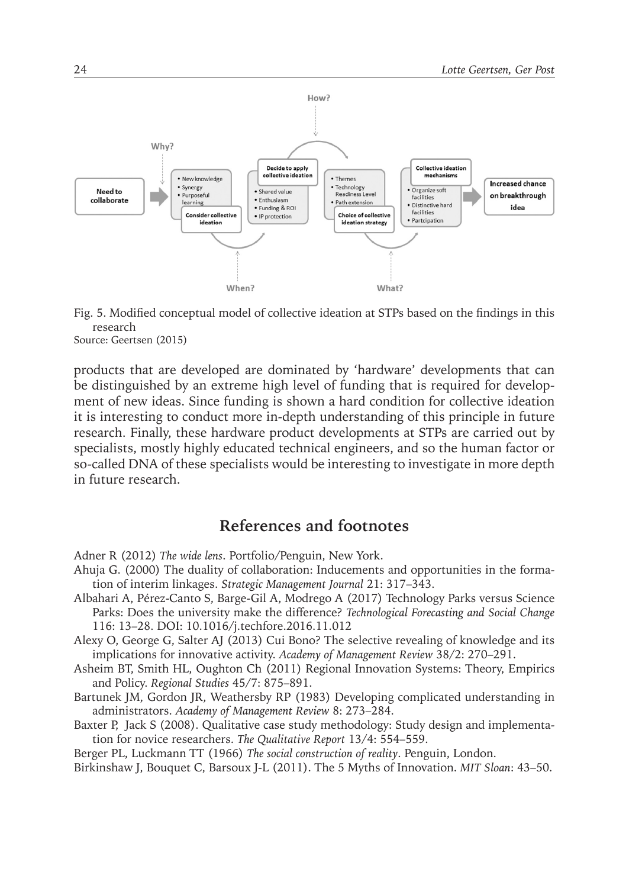Fig. 5. Modified conceptual model of collective ideation at STPs based on the findings in this research
Source: Geertsen (2015)

products that are developed are dominated by 'hardware' developments that can be distinguished by an extreme high level of funding that is required for development of new ideas. Since funding is shown a hard condition for collective ideation it is interesting to conduct more in-depth understanding of this principle in future research. Finally, these hardware product developments at STPs are carried out by specialists, mostly highly educated technical engineers, and so the human factor or so-called DNA of these specialists would be interesting to investigate in more depth in future research.

## References and footnotes

Adner R (2012) *The wide lens*. Portfolio/Penguin, New York.

Ahuja G. (2000) The duality of collaboration: Inducements and opportunities in the formation of interim linkages. *Strategic Management Journal* 21: 317–343.

Albahari A, Pérez-Canto S, Barge-Gil A, Modrego A (2017) Technology Parks versus Science Parks: Does the university make the difference? *Technological Forecasting and Social Change* 116: 13–28. DOI: 10.1016/j.techfore.2016.11.012

Alexy O, George G, Salter AJ (2013) Cui Bono? The selective revealing of knowledge and its implications for innovative activity. *Academy of Management Review* 38/2: 270–291.

Asheim BT, Smith HL, Oughton Ch (2011) Regional Innovation Systems: Theory, Empirics and Policy. *Regional Studies* 45/7: 875–891.

Bartunek JM, Gordon JR, Weathersby RP (1983) Developing complicated understanding in administrators. *Academy of Management Review* 8: 273–284.

Baxter P, Jack S (2008). Qualitative case study methodology: Study design and implementation for novice researchers. *The Qualitative Report* 13/4: 554–559.

Berger PL, Luckmann TT (1966) *The social construction of reality*. Penguin, London.

Birkinshaw J, Bouquet C, Barsoux J-L (2011). The 5 Myths of Innovation. *MIT Sloan*: 43–50.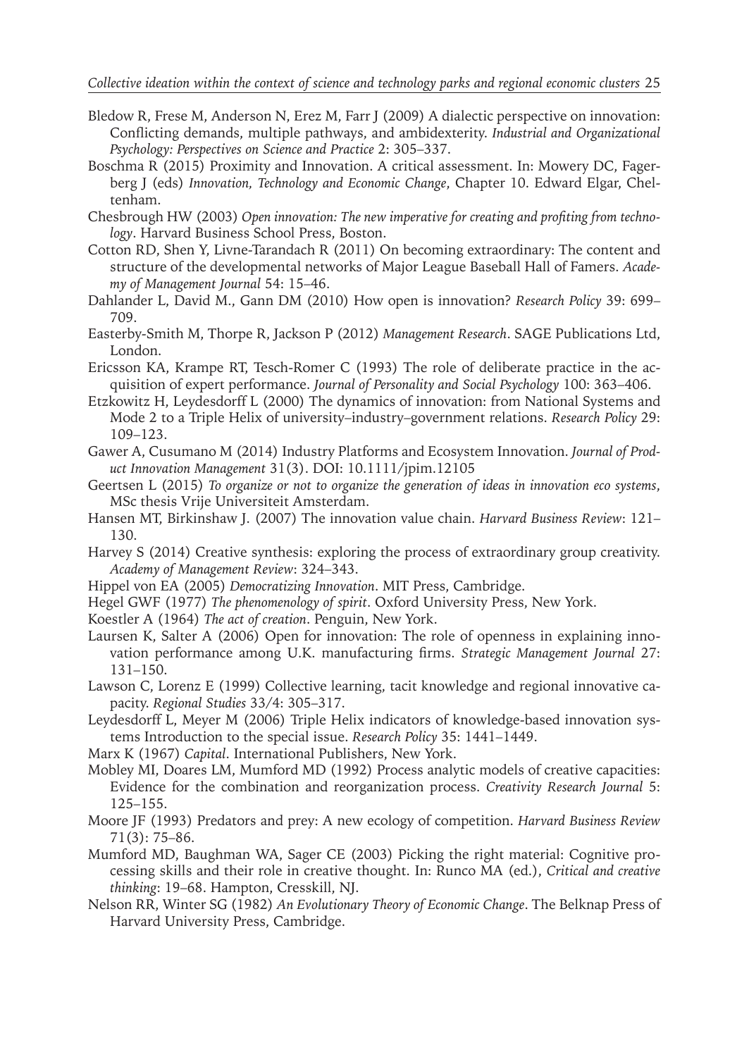Bledow R, Frese M, Anderson N, Erez M, Farr J (2009) A dialectic perspective on innovation: Conflicting demands, multiple pathways, and ambidexterity. *Industrial and Organizational Psychology: Perspectives on Science and Practice* 2: 305–337.

Boschma R (2015) Proximity and Innovation. A critical assessment. In: Mowery DC, Fagerberg J (eds) *Innovation, Technology and Economic Change*, Chapter 10. Edward Elgar, Cheltenham.

Chesbrough HW (2003) *Open innovation: The new imperative for creating and profiting from technology*. Harvard Business School Press, Boston.

Cotton RD, Shen Y, Livne-Tarandach R (2011) On becoming extraordinary: The content and structure of the developmental networks of Major League Baseball Hall of Famers. *Academy of Management Journal* 54: 15–46.

Dahlander L, David M., Gann DM (2010) How open is innovation? *Research Policy* 39: 699–709.

Easterby-Smith M, Thorpe R, Jackson P (2012) *Management Research*. SAGE Publications Ltd, London.

Ericsson KA, Krampe RT, Tesch-Romer C (1993) The role of deliberate practice in the acquisition of expert performance. *Journal of Personality and Social Psychology* 100: 363–406.

Etzkowitz H, Leydesdorff L (2000) The dynamics of innovation: from National Systems and Mode 2 to a Triple Helix of university–industry–government relations. *Research Policy* 29: 109–123.

Gawer A, Cusumano M (2014) Industry Platforms and Ecosystem Innovation. *Journal of Product Innovation Management* 31(3). DOI: 10.1111/jpim.12105

Geertsen L (2015) *To organize or not to organize the generation of ideas in innovation eco systems*, MSc thesis Vrije Universiteit Amsterdam.

Hansen MT, Birkinshaw J. (2007) The innovation value chain. *Harvard Business Review*: 121–130.

Harvey S (2014) Creative synthesis: exploring the process of extraordinary group creativity. *Academy of Management Review*: 324–343.

Hippel von EA (2005) *Democratizing Innovation*. MIT Press, Cambridge.

Hegel GWF (1977) *The phenomenology of spirit*. Oxford University Press, New York.

Koestler A (1964) *The act of creation*. Penguin, New York.

Laursen K, Salter A (2006) Open for innovation: The role of openness in explaining innovation performance among U.K. manufacturing firms. *Strategic Management Journal* 27: 131–150.

Lawson C, Lorenz E (1999) Collective learning, tacit knowledge and regional innovative capacity. *Regional Studies* 33/4: 305–317.

Leydesdorff L, Meyer M (2006) Triple Helix indicators of knowledge-based innovation systems Introduction to the special issue. *Research Policy* 35: 1441–1449.

Marx K (1967) *Capital*. International Publishers, New York.

Mobley MI, Doares LM, Mumford MD (1992) Process analytic models of creative capacities: Evidence for the combination and reorganization process. *Creativity Research Journal* 5: 125–155.

Moore JF (1993) Predators and prey: A new ecology of competition. *Harvard Business Review* 71(3): 75–86.

Mumford MD, Baughman WA, Sager CE (2003) Picking the right material: Cognitive processing skills and their role in creative thought. In: Runco MA (ed.), *Critical and creative thinking*: 19–68. Hampton, Cresskill, NJ.

Nelson RR, Winter SG (1982) *An Evolutionary Theory of Economic Change*. The Belknap Press of Harvard University Press, Cambridge.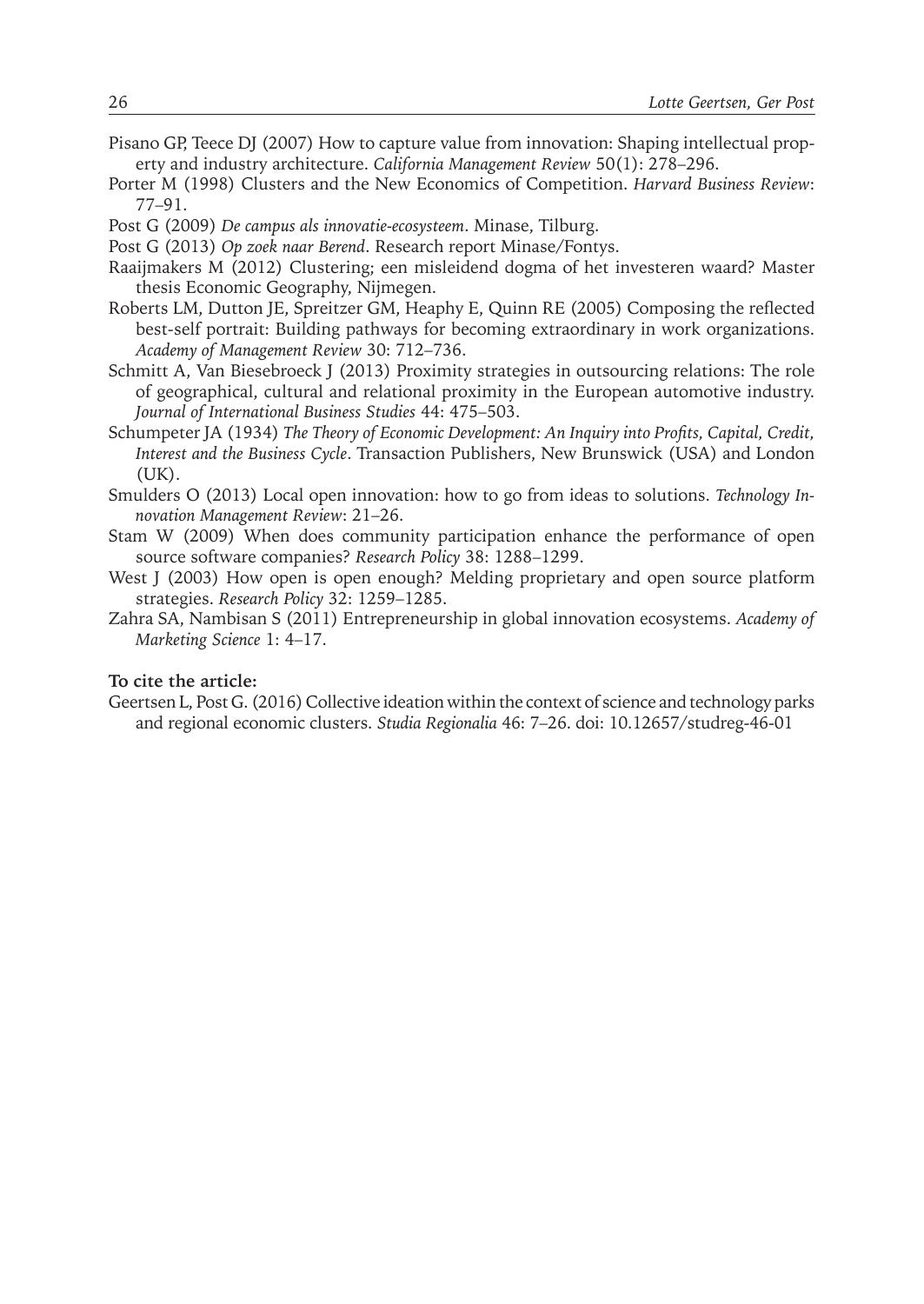Pisano GP, Teece DJ (2007) How to capture value from innovation: Shaping intellectual property and industry architecture. *California Management Review* 50(1): 278–296.

Porter M (1998) Clusters and the New Economics of Competition. *Harvard Business Review*: 77–91.

Post G (2009) *De campus als innovatie-ecosysteem*. Minase, Tilburg.

Post G (2013) *Op zoek naar Berend*. Research report Minase/Fontys.

Raaijmakers M (2012) Clustering; een misleidend dogma of het investeren waard? Master thesis Economic Geography, Nijmegen.

Roberts LM, Dutton JE, Spreitzer GM, Heaphy E, Quinn RE (2005) Composing the reflected best-self portrait: Building pathways for becoming extraordinary in work organizations. *Academy of Management Review* 30: 712–736.

Schmitt A, Van Biesebroeck J (2013) Proximity strategies in outsourcing relations: The role of geographical, cultural and relational proximity in the European automotive industry. *Journal of International Business Studies* 44: 475–503.

Schumpeter JA (1934) *The Theory of Economic Development: An Inquiry into Profits, Capital, Credit, Interest and the Business Cycle*. Transaction Publishers, New Brunswick (USA) and London (UK).

Smulders O (2013) Local open innovation: how to go from ideas to solutions. *Technology Innovation Management Review*: 21–26.

Stam W (2009) When does community participation enhance the performance of open source software companies? *Research Policy* 38: 1288–1299.

West J (2003) How open is open enough? Melding proprietary and open source platform strategies. *Research Policy* 32: 1259–1285.

Zahra SA, Nambisan S (2011) Entrepreneurship in global innovation ecosystems. *Academy of Marketing Science* 1: 4–17.

**To cite the article:**

Geertsen L, Post G. (2016) Collective ideation within the context of science and technology parks and regional economic clusters. *Studia Regionalia* 46: 7–26. doi: 10.12657/studreg-46-01